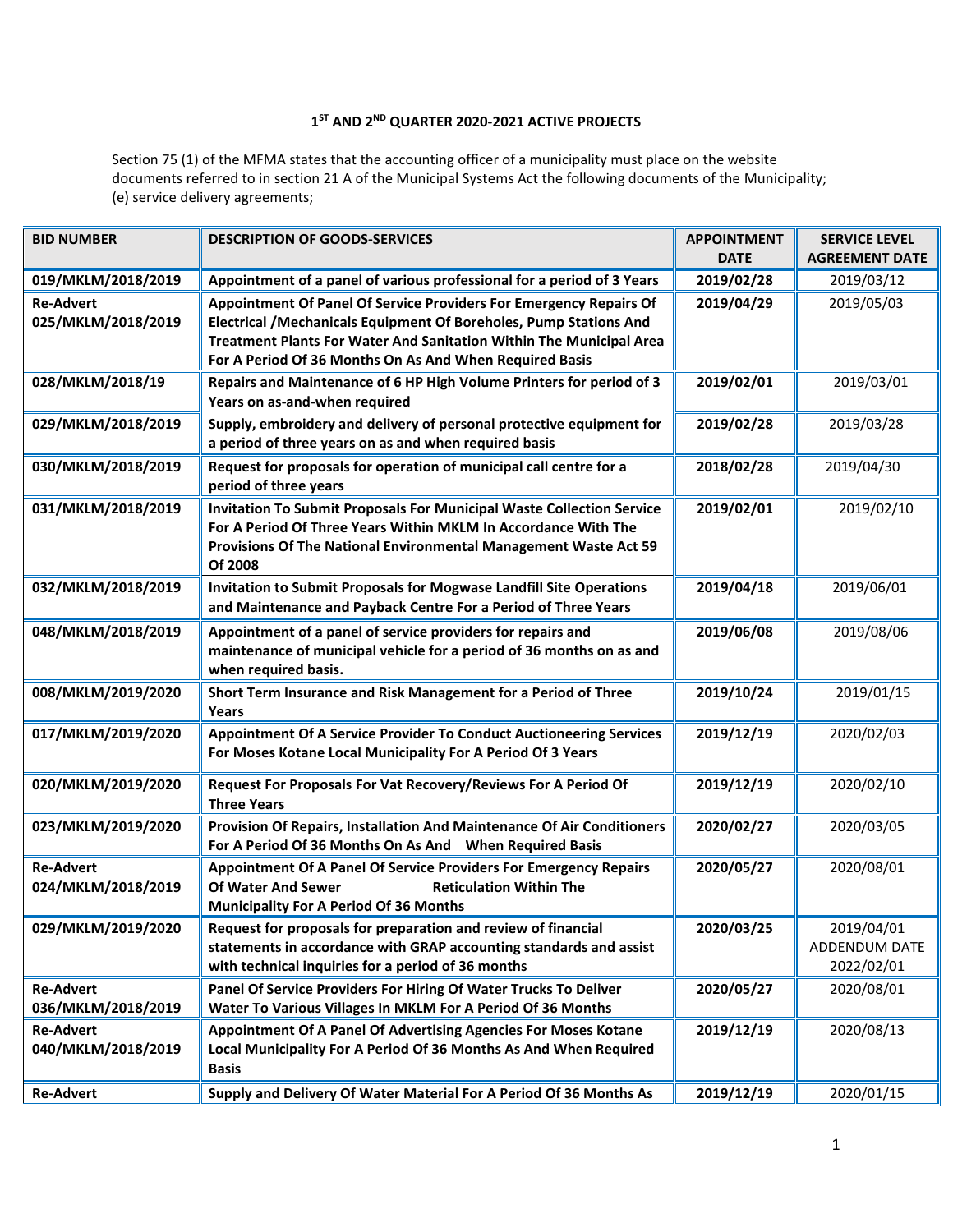**1ST AND 2ND QUARTER 2020-2021 ACTIVE PROJECTS**

Section 75 (1) of the MFMA states that the accounting officer of a municipality must place on the website documents referred to in section 21 A of the Municipal Systems Act the following documents of the Municipality; (e) service delivery agreements;

| BID NUMBER | DESCRIPTION OF GOODS-SERVICES | APPOINTMENT DATE | SERVICE LEVEL AGREEMENT DATE |
|---|---|---|---|
| **019/MKLM/2018/2019** | **Appointment of a panel of various professional for a period of 3 Years** | **2019/02/28** | 2019/03/12 |
| **Re-Advert 025/MKLM/2018/2019** | **Appointment Of Panel Of Service Providers For Emergency Repairs Of Electrical /Mechanicals Equipment Of Boreholes, Pump Stations And Treatment Plants For Water And Sanitation Within The Municipal Area For A Period Of 36 Months On As And When Required Basis** | **2019/04/29** | 2019/05/03 |
| **028/MKLM/2018/19** | **Repairs and Maintenance of 6 HP High Volume Printers for period of 3 Years on as-and-when required** | **2019/02/01** | 2019/03/01 |
| **029/MKLM/2018/2019** | **Supply, embroidery and delivery of personal protective equipment for a period of three years on as and when required basis** | **2019/02/28** | 2019/03/28 |
| **030/MKLM/2018/2019** | **Request for proposals for operation of municipal call centre for a period of three years** | **2018/02/28** | 2019/04/30 |
| **031/MKLM/2018/2019** | **Invitation To Submit Proposals For Municipal Waste Collection Service For A Period Of Three Years Within MKLM In Accordance With The Provisions Of The National Environmental Management Waste Act 59 Of 2008** | **2019/02/01** | 2019/02/10 |
| **032/MKLM/2018/2019** | **Invitation to Submit Proposals for Mogwase Landfill Site Operations and Maintenance and Payback Centre For a Period of Three Years** | **2019/04/18** | 2019/06/01 |
| **048/MKLM/2018/2019** | **Appointment of a panel of service providers for repairs and maintenance of municipal vehicle for a period of 36 months on as and when required basis.** | **2019/06/08** | 2019/08/06 |
| **008/MKLM/2019/2020** | **Short Term Insurance and Risk Management for a Period of Three Years** | **2019/10/24** | 2019/01/15 |
| **017/MKLM/2019/2020** | **Appointment Of A Service Provider To Conduct Auctioneering Services For Moses Kotane Local Municipality For A Period Of 3 Years** | **2019/12/19** | 2020/02/03 |
| **020/MKLM/2019/2020** | **Request For Proposals For Vat Recovery/Reviews For A Period Of Three Years** | **2019/12/19** | 2020/02/10 |
| **023/MKLM/2019/2020** | **Provision Of Repairs, Installation And Maintenance Of Air Conditioners For A Period Of 36 Months On As And When Required Basis** | **2020/02/27** | 2020/03/05 |
| **Re-Advert 024/MKLM/2018/2019** | **Appointment Of A Panel Of Service Providers For Emergency Repairs Of Water And Sewer Reticulation Within The Municipality For A Period Of 36 Months** | **2020/05/27** | 2020/08/01 |
| **029/MKLM/2019/2020** | **Request for proposals for preparation and review of financial statements in accordance with GRAP accounting standards and assist with technical inquiries for a period of 36 months** | **2020/03/25** | 2019/04/01 ADDENDUM DATE 2022/02/01 |
| **Re-Advert 036/MKLM/2018/2019** | **Panel Of Service Providers For Hiring Of Water Trucks To Deliver Water To Various Villages In MKLM For A Period Of 36 Months** | **2020/05/27** | 2020/08/01 |
| **Re-Advert 040/MKLM/2018/2019** | **Appointment Of A Panel Of Advertising Agencies For Moses Kotane Local Municipality For A Period Of 36 Months As And When Required Basis** | **2019/12/19** | 2020/08/13 |
| **Re-Advert** | **Supply and Delivery Of Water Material For A Period Of 36 Months As** | **2019/12/19** | 2020/01/15 |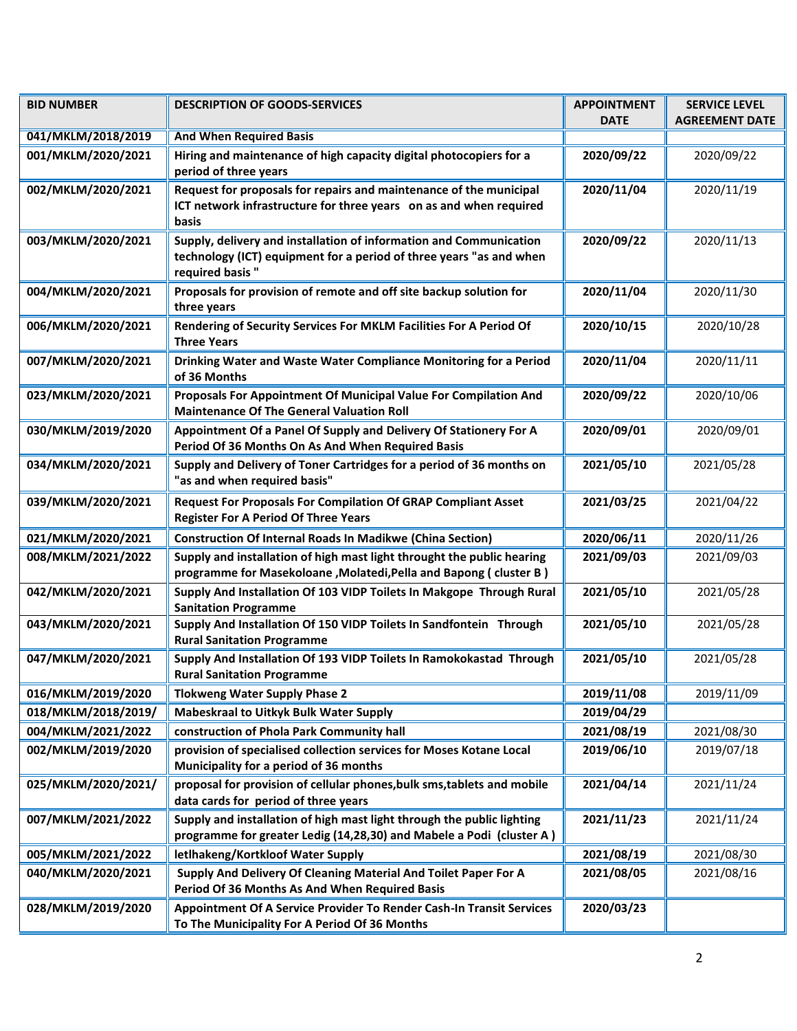| BID NUMBER | DESCRIPTION OF GOODS-SERVICES | APPOINTMENT DATE | SERVICE LEVEL AGREEMENT DATE |
|---|---|---|---|
| 041/MKLM/2018/2019 | And When Required Basis | | |
| 001/MKLM/2020/2021 | Hiring and maintenance of high capacity digital photocopiers for a period of three years | 2020/09/22 | 2020/09/22 |
| 002/MKLM/2020/2021 | Request for proposals for repairs and maintenance of the municipal ICT network infrastructure for three years on as and when required basis | 2020/11/04 | 2020/11/19 |
| 003/MKLM/2020/2021 | Supply, delivery and installation of information and Communication technology (ICT) equipment for a period of three years "as and when required basis " | 2020/09/22 | 2020/11/13 |
| 004/MKLM/2020/2021 | Proposals for provision of remote and off site backup solution for three years | 2020/11/04 | 2020/11/30 |
| 006/MKLM/2020/2021 | Rendering of Security Services For MKLM Facilities For A Period Of Three Years | 2020/10/15 | 2020/10/28 |
| 007/MKLM/2020/2021 | Drinking Water and Waste Water Compliance Monitoring for a Period of 36 Months | 2020/11/04 | 2020/11/11 |
| 023/MKLM/2020/2021 | Proposals For Appointment Of Municipal Value For Compilation And Maintenance Of The General Valuation Roll | 2020/09/22 | 2020/10/06 |
| 030/MKLM/2019/2020 | Appointment Of a Panel Of Supply and Delivery Of Stationery For A Period Of 36 Months On As And When Required Basis | 2020/09/01 | 2020/09/01 |
| 034/MKLM/2020/2021 | Supply and Delivery of Toner Cartridges for a period of 36 months on "as and when required basis" | 2021/05/10 | 2021/05/28 |
| 039/MKLM/2020/2021 | Request For Proposals For Compilation Of GRAP Compliant Asset Register For A Period Of Three Years | 2021/03/25 | 2021/04/22 |
| 021/MKLM/2020/2021 | Construction Of Internal Roads In Madikwe (China Section) | 2020/06/11 | 2020/11/26 |
| 008/MKLM/2021/2022 | Supply and installation of high mast light throught the public hearing programme for Masekoloane ,Molatedi,Pella and Bapong ( cluster B ) | 2021/09/03 | 2021/09/03 |
| 042/MKLM/2020/2021 | Supply And Installation Of 103 VIDP Toilets In Makgope Through Rural Sanitation Programme | 2021/05/10 | 2021/05/28 |
| 043/MKLM/2020/2021 | Supply And Installation Of 150 VIDP Toilets In Sandfontein Through Rural Sanitation Programme | 2021/05/10 | 2021/05/28 |
| 047/MKLM/2020/2021 | Supply And Installation Of 193 VIDP Toilets In Ramokokastad Through Rural Sanitation Programme | 2021/05/10 | 2021/05/28 |
| 016/MKLM/2019/2020 | Tlokweng Water Supply Phase 2 | 2019/11/08 | 2019/11/09 |
| 018/MKLM/2018/2019/ | Mabeskraal to Uitkyk Bulk Water Supply | 2019/04/29 | |
| 004/MKLM/2021/2022 | construction of Phola Park Community hall | 2021/08/19 | 2021/08/30 |
| 002/MKLM/2019/2020 | provision of specialised collection services for Moses Kotane Local Municipality for a period of 36 months | 2019/06/10 | 2019/07/18 |
| 025/MKLM/2020/2021/ | proposal for provision of cellular phones,bulk sms,tablets and mobile data cards for period of three years | 2021/04/14 | 2021/11/24 |
| 007/MKLM/2021/2022 | Supply and installation of high mast light through the public lighting programme for greater Ledig (14,28,30) and Mabele a Podi (cluster A ) | 2021/11/23 | 2021/11/24 |
| 005/MKLM/2021/2022 | letlhakeng/Kortkloof Water Supply | 2021/08/19 | 2021/08/30 |
| 040/MKLM/2020/2021 | Supply And Delivery Of Cleaning Material And Toilet Paper For A Period Of 36 Months As And When Required Basis | 2021/08/05 | 2021/08/16 |
| 028/MKLM/2019/2020 | Appointment Of A Service Provider To Render Cash-In Transit Services To The Municipality For A Period Of 36 Months | 2020/03/23 | |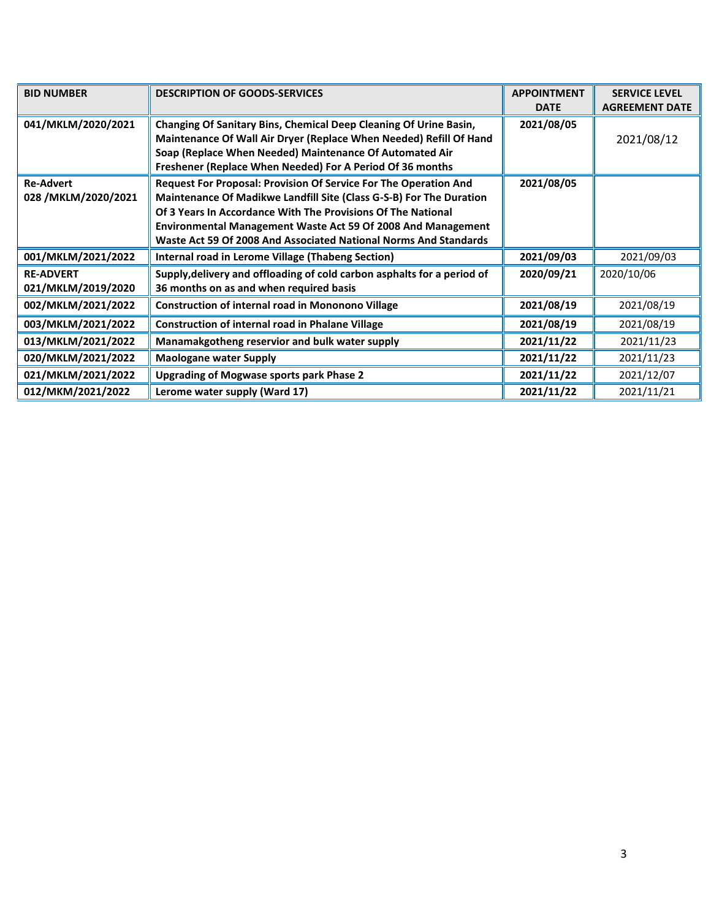| BID NUMBER | DESCRIPTION OF GOODS-SERVICES | APPOINTMENT DATE | SERVICE LEVEL AGREEMENT DATE |
|---|---|---|---|
| **041/MKLM/2020/2021** | **Changing Of Sanitary Bins, Chemical Deep Cleaning Of Urine Basin, Maintenance Of Wall Air Dryer (Replace When Needed) Refill Of Hand Soap (Replace When Needed) Maintenance Of Automated Air Freshener (Replace When Needed) For A Period Of 36 months** | **2021/08/05** | 2021/08/12 |
| **Re-Advert 028 /MKLM/2020/2021** | **Request For Proposal: Provision Of Service For The Operation And Maintenance Of Madikwe Landfill Site (Class G-S-B) For The Duration Of 3 Years In Accordance With The Provisions Of The National Environmental Management Waste Act 59 Of 2008 And Management Waste Act 59 Of 2008 And Associated National Norms And Standards** | **2021/08/05** | |
| **001/MKLM/2021/2022** | **Internal road in Lerome Village (Thabeng Section)** | **2021/09/03** | 2021/09/03 |
| **RE-ADVERT 021/MKLM/2019/2020** | **Supply,delivery and offloading of cold carbon asphalts for a period of 36 months on as and when required basis** | **2020/09/21** | 2020/10/06 |
| **002/MKLM/2021/2022** | **Construction of internal road in Mononono Village** | **2021/08/19** | 2021/08/19 |
| **003/MKLM/2021/2022** | **Construction of internal road in Phalane Village** | **2021/08/19** | 2021/08/19 |
| **013/MKLM/2021/2022** | **Manamakgotheng reservior and bulk water supply** | **2021/11/22** | 2021/11/23 |
| **020/MKLM/2021/2022** | **Maologane water Supply** | **2021/11/22** | 2021/11/23 |
| **021/MKLM/2021/2022** | **Upgrading of Mogwase sports park Phase 2** | **2021/11/22** | 2021/12/07 |
| **012/MKM/2021/2022** | **Lerome water supply (Ward 17)** | **2021/11/22** | 2021/11/21 |